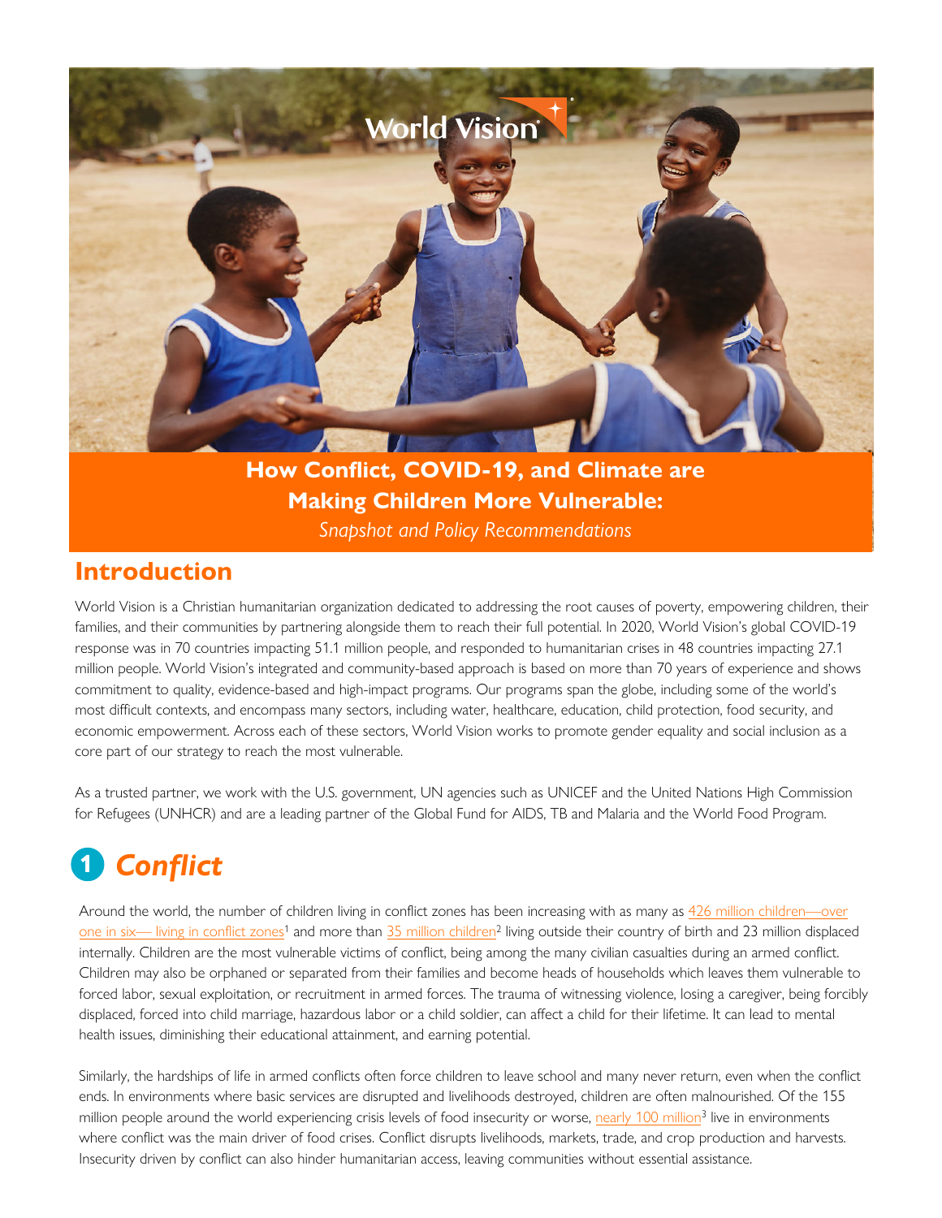# How Conflict, COVID-19, and Climate are Making Children More Vulnerable:

*Snapshot and Policy Recommendations*

## Introduction

World Vision is a Christian humanitarian organization dedicated to addressing the root causes of poverty, empowering children, their families, and their communities by partnering alongside them to reach their full potential. In 2020, World Vision's global COVID-19 response was in 70 countries impacting 51.1 million people, and responded to humanitarian crises in 48 countries impacting 27.1 million people. World Vision's integrated and community-based approach is based on more than 70 years of experience and shows commitment to quality, evidence-based and high-impact programs. Our programs span the globe, including some of the world's most difficult contexts, and encompass many sectors, including water, healthcare, education, child protection, food security, and economic empowerment. Across each of these sectors, World Vision works to promote gender equality and social inclusion as a core part of our strategy to reach the most vulnerable.

As a trusted partner, we work with the U.S. government, UN agencies such as UNICEF and the United Nations High Commission for Refugees (UNHCR) and are a leading partner of the Global Fund for AIDS, TB and Malaria and the World Food Program.

## 1 *Conflict*

Around the world, the number of children living in conflict zones has been increasing with as many as 426 million children—over one in six— living in conflict zones[1] and more than 35 million children[2] living outside their country of birth and 23 million displaced internally. Children are the most vulnerable victims of conflict, being among the many civilian casualties during an armed conflict. Children may also be orphaned or separated from their families and become heads of households which leaves them vulnerable to forced labor, sexual exploitation, or recruitment in armed forces. The trauma of witnessing violence, losing a caregiver, being forcibly displaced, forced into child marriage, hazardous labor or a child soldier, can affect a child for their lifetime. It can lead to mental health issues, diminishing their educational attainment, and earning potential.

Similarly, the hardships of life in armed conflicts often force children to leave school and many never return, even when the conflict ends. In environments where basic services are disrupted and livelihoods destroyed, children are often malnourished. Of the 155 million people around the world experiencing crisis levels of food insecurity or worse, nearly 100 million[3] live in environments where conflict was the main driver of food crises. Conflict disrupts livelihoods, markets, trade, and crop production and harvests. Insecurity driven by conflict can also hinder humanitarian access, leaving communities without essential assistance.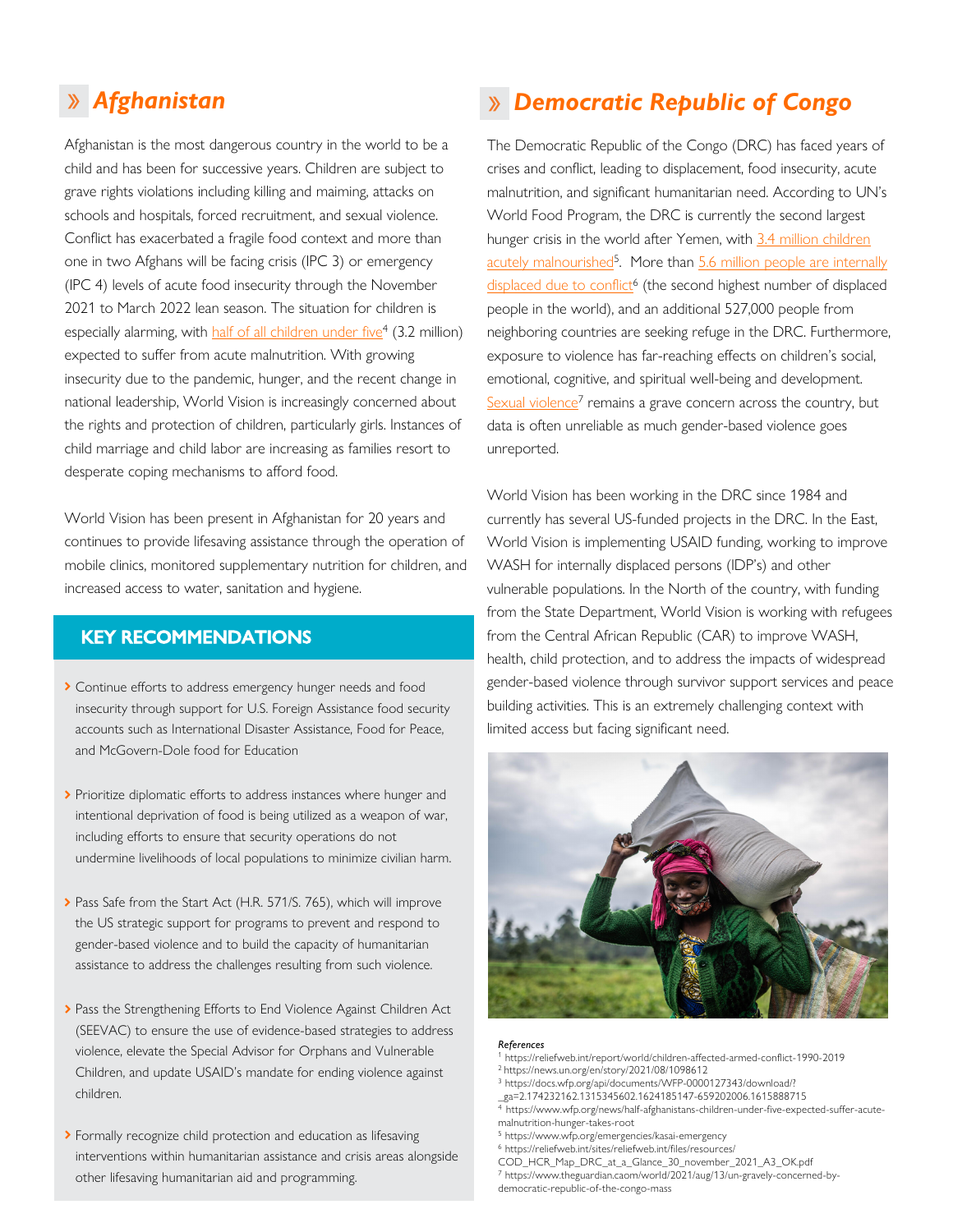## Afghanistan

Afghanistan is the most dangerous country in the world to be a child and has been for successive years. Children are subject to grave rights violations including killing and maiming, attacks on schools and hospitals, forced recruitment, and sexual violence. Conflict has exacerbated a fragile food context and more than one in two Afghans will be facing crisis (IPC 3) or emergency (IPC 4) levels of acute food insecurity through the November 2021 to March 2022 lean season. The situation for children is especially alarming, with half of all children under five[4] (3.2 million) expected to suffer from acute malnutrition. With growing insecurity due to the pandemic, hunger, and the recent change in national leadership, World Vision is increasingly concerned about the rights and protection of children, particularly girls. Instances of child marriage and child labor are increasing as families resort to desperate coping mechanisms to afford food.

World Vision has been present in Afghanistan for 20 years and continues to provide lifesaving assistance through the operation of mobile clinics, monitored supplementary nutrition for children, and increased access to water, sanitation and hygiene.

### KEY RECOMMENDATIONS

- Continue efforts to address emergency hunger needs and food insecurity through support for U.S. Foreign Assistance food security accounts such as International Disaster Assistance, Food for Peace, and McGovern-Dole food for Education
- Prioritize diplomatic efforts to address instances where hunger and intentional deprivation of food is being utilized as a weapon of war, including efforts to ensure that security operations do not undermine livelihoods of local populations to minimize civilian harm.
- Pass Safe from the Start Act (H.R. 571/S. 765), which will improve the US strategic support for programs to prevent and respond to gender-based violence and to build the capacity of humanitarian assistance to address the challenges resulting from such violence.
- Pass the Strengthening Efforts to End Violence Against Children Act (SEEVAC) to ensure the use of evidence-based strategies to address violence, elevate the Special Advisor for Orphans and Vulnerable Children, and update USAID's mandate for ending violence against children.
- Formally recognize child protection and education as lifesaving interventions within humanitarian assistance and crisis areas alongside other lifesaving humanitarian aid and programming.

## Democratic Republic of Congo

The Democratic Republic of the Congo (DRC) has faced years of crises and conflict, leading to displacement, food insecurity, acute malnutrition, and significant humanitarian need. According to UN's World Food Program, the DRC is currently the second largest hunger crisis in the world after Yemen, with 3.4 million children acutely malnourished[5]. More than 5.6 million people are internally displaced due to conflict[6] (the second highest number of displaced people in the world), and an additional 527,000 people from neighboring countries are seeking refuge in the DRC. Furthermore, exposure to violence has far-reaching effects on children's social, emotional, cognitive, and spiritual well-being and development. Sexual violence[7] remains a grave concern across the country, but data is often unreliable as much gender-based violence goes unreported.

World Vision has been working in the DRC since 1984 and currently has several US-funded projects in the DRC. In the East, World Vision is implementing USAID funding, working to improve WASH for internally displaced persons (IDP's) and other vulnerable populations. In the North of the country, with funding from the State Department, World Vision is working with refugees from the Central African Republic (CAR) to improve WASH, health, child protection, and to address the impacts of widespread gender-based violence through survivor support services and peace building activities. This is an extremely challenging context with limited access but facing significant need.

*References*

1 https://reliefweb.int/report/world/children-affected-armed-conflict-1990-2019
2 https://news.un.org/en/story/2021/08/1098612
3 https://docs.wfp.org/api/documents/WFP-0000127343/download/?_ga=2.174232162.1315345602.1624185147-659202006.1615888715
4 https://www.wfp.org/news/half-afghanistans-children-under-five-expected-suffer-acute-malnutrition-hunger-takes-root
5 https://www.wfp.org/emergencies/kasai-emergency
6 https://reliefweb.int/sites/reliefweb.int/files/resources/COD_HCR_Map_DRC_at_a_Glance_30_november_2021_A3_OK.pdf
7 https://www.theguardian.caom/world/2021/aug/13/un-gravely-concerned-by-democratic-republic-of-the-congo-mass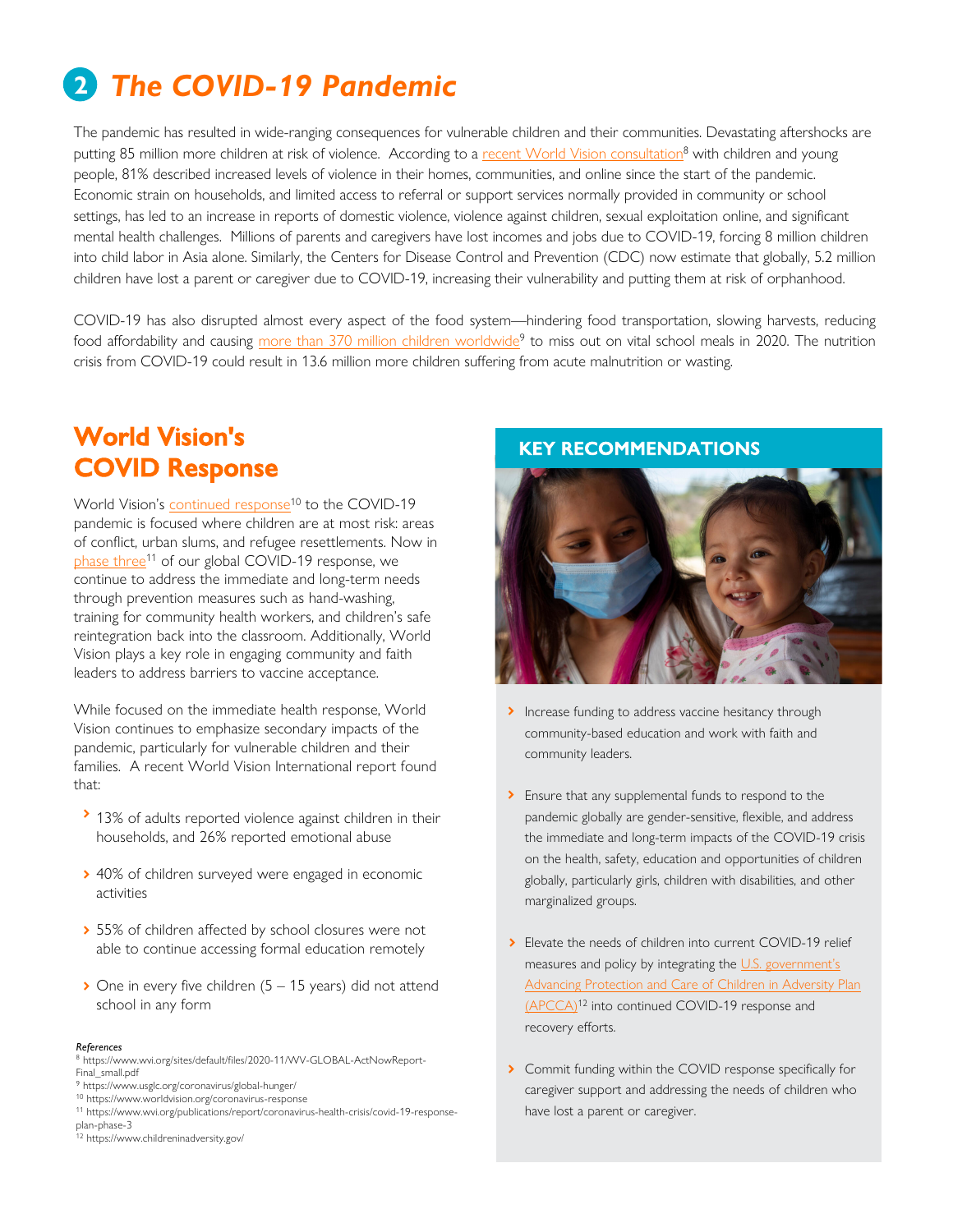# 2 *The COVID-19 Pandemic*

The pandemic has resulted in wide-ranging consequences for vulnerable children and their communities. Devastating aftershocks are putting 85 million more children at risk of violence. According to a recent World Vision consultation[8] with children and young people, 81% described increased levels of violence in their homes, communities, and online since the start of the pandemic. Economic strain on households, and limited access to referral or support services normally provided in community or school settings, has led to an increase in reports of domestic violence, violence against children, sexual exploitation online, and significant mental health challenges. Millions of parents and caregivers have lost incomes and jobs due to COVID-19, forcing 8 million children into child labor in Asia alone. Similarly, the Centers for Disease Control and Prevention (CDC) now estimate that globally, 5.2 million children have lost a parent or caregiver due to COVID-19, increasing their vulnerability and putting them at risk of orphanhood.

COVID-19 has also disrupted almost every aspect of the food system—hindering food transportation, slowing harvests, reducing food affordability and causing more than 370 million children worldwide[9] to miss out on vital school meals in 2020. The nutrition crisis from COVID-19 could result in 13.6 million more children suffering from acute malnutrition or wasting.

## World Vision's COVID Response

World Vision's continued response[10] to the COVID-19 pandemic is focused where children are at most risk: areas of conflict, urban slums, and refugee resettlements. Now in phase three[11] of our global COVID-19 response, we continue to address the immediate and long-term needs through prevention measures such as hand-washing, training for community health workers, and children's safe reintegration back into the classroom. Additionally, World Vision plays a key role in engaging community and faith leaders to address barriers to vaccine acceptance.

While focused on the immediate health response, World Vision continues to emphasize secondary impacts of the pandemic, particularly for vulnerable children and their families. A recent World Vision International report found that:

- 13% of adults reported violence against children in their households, and 26% reported emotional abuse
- 40% of children surveyed were engaged in economic activities
- 55% of children affected by school closures were not able to continue accessing formal education remotely
- One in every five children (5 – 15 years) did not attend school in any form

## KEY RECOMMENDATIONS

- Increase funding to address vaccine hesitancy through community-based education and work with faith and community leaders.
- Ensure that any supplemental funds to respond to the pandemic globally are gender-sensitive, flexible, and address the immediate and long-term impacts of the COVID-19 crisis on the health, safety, education and opportunities of children globally, particularly girls, children with disabilities, and other marginalized groups.
- Elevate the needs of children into current COVID-19 relief measures and policy by integrating the U.S. government's Advancing Protection and Care of Children in Adversity Plan (APCCA)[12] into continued COVID-19 response and recovery efforts.
- Commit funding within the COVID response specifically for caregiver support and addressing the needs of children who have lost a parent or caregiver.

*References*

[8] https://www.wvi.org/sites/default/files/2020-11/WV-GLOBAL-ActNowReport-Final_small.pdf
[9] https://www.usglc.org/coronavirus/global-hunger/
[10] https://www.worldvision.org/coronavirus-response
[11] https://www.wvi.org/publications/report/coronavirus-health-crisis/covid-19-response-plan-phase-3
[12] https://www.childreninadversity.gov/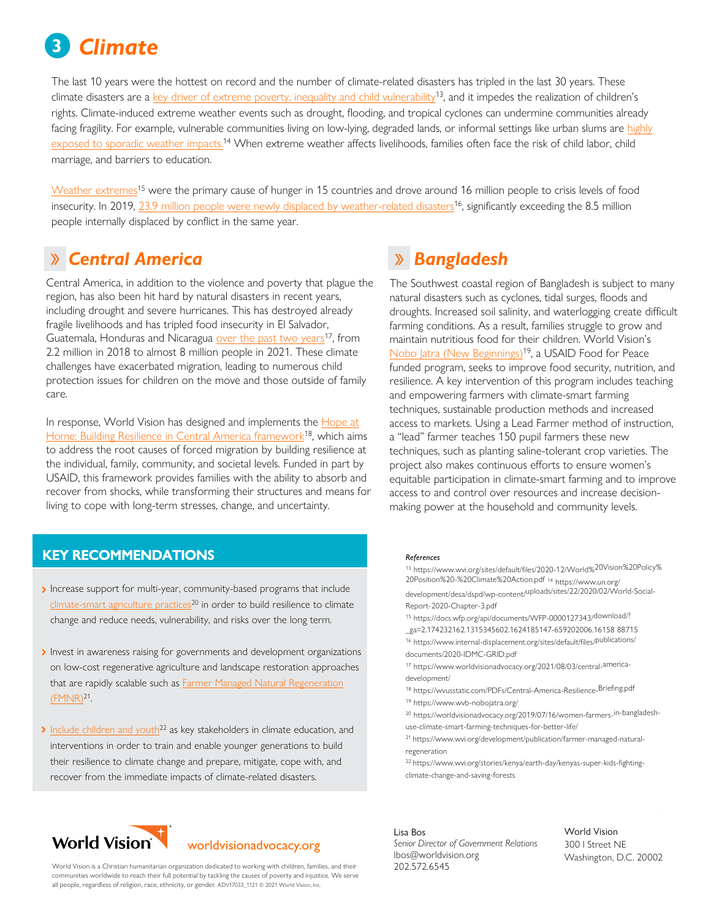# 3 *Climate*

The last 10 years were the hottest on record and the number of climate-related disasters has tripled in the last 30 years. These climate disasters are a key driver of extreme poverty, inequality and child vulnerability[13], and it impedes the realization of children's rights. Climate-induced extreme weather events such as drought, flooding, and tropical cyclones can undermine communities already facing fragility. For example, vulnerable communities living on low-lying, degraded lands, or informal settings like urban slums are highly exposed to sporadic weather impacts.[14] When extreme weather affects livelihoods, families often face the risk of child labor, child marriage, and barriers to education.

Weather extremes[15] were the primary cause of hunger in 15 countries and drove around 16 million people to crisis levels of food insecurity. In 2019, 23.9 million people were newly displaced by weather-related disasters[16], significantly exceeding the 8.5 million people internally displaced by conflict in the same year.

## » *Central America*

Central America, in addition to the violence and poverty that plague the region, has also been hit hard by natural disasters in recent years, including drought and severe hurricanes. This has destroyed already fragile livelihoods and has tripled food insecurity in El Salvador, Guatemala, Honduras and Nicaragua over the past two years[17], from 2.2 million in 2018 to almost 8 million people in 2021. These climate challenges have exacerbated migration, leading to numerous child protection issues for children on the move and those outside of family care.

In response, World Vision has designed and implements the Hope at Home: Building Resilience in Central America framework[18], which aims to address the root causes of forced migration by building resilience at the individual, family, community, and societal levels. Funded in part by USAID, this framework provides families with the ability to absorb and recover from shocks, while transforming their structures and means for living to cope with long-term stresses, change, and uncertainty.

## » *Bangladesh*

The Southwest coastal region of Bangladesh is subject to many natural disasters such as cyclones, tidal surges, floods and droughts. Increased soil salinity, and waterlogging create difficult farming conditions. As a result, families struggle to grow and maintain nutritious food for their children. World Vision's Nobo Jatra (New Beginnings)[19], a USAID Food for Peace funded program, seeks to improve food security, nutrition, and resilience. A key intervention of this program includes teaching and empowering farmers with climate-smart farming techniques, sustainable production methods and increased access to markets. Using a Lead Farmer method of instruction, a "lead" farmer teaches 150 pupil farmers these new techniques, such as planting saline-tolerant crop varieties. The project also makes continuous efforts to ensure women's equitable participation in climate-smart farming and to improve access to and control over resources and increase decision-making power at the household and community levels.

## KEY RECOMMENDATIONS

- Increase support for multi-year, community-based programs that include climate-smart agriculture practices[20] in order to build resilience to climate change and reduce needs, vulnerability, and risks over the long term.
- Invest in awareness raising for governments and development organizations on low-cost regenerative agriculture and landscape restoration approaches that are rapidly scalable such as Farmer Managed Natural Regeneration (FMNR)[21].
- Include children and youth[22] as key stakeholders in climate education, and interventions in order to train and enable younger generations to build their resilience to climate change and prepare, mitigate, cope with, and recover from the immediate impacts of climate-related disasters.

*References*

13 https://www.wvi.org/sites/default/files/2020-12/World%20Vision%20Policy%20Position%20-%20Climate%20Action.pdf
14 https://www.un.org/development/desa/dspd/wp-content/uploads/sites/22/2020/02/World-Social-Report-2020-Chapter-3.pdf
15 https://docs.wfp.org/api/documents/WFP-0000127343/download/?_ga=2.174232162.1315345602.1624185147-659202006.16158 88715
16 https://www.internal-displacement.org/sites/default/files/publications/documents/2020-IDMC-GRID.pdf
17 https://www.worldvisionadvocacy.org/2021/08/03/central-america-development/
18 https://wvusstatic.com/PDFs/Central-America-Resilience-Briefing.pdf
19 https://www.wvb-nobojatra.org/
20 https://worldvisionadvocacy.org/2019/07/16/women-farmers-in-bangladesh-use-climate-smart-farming-techniques-for-better-life/
21 https://www.wvi.org/development/publication/farmer-managed-natural-regeneration
22 https://www.wvi.org/stories/kenya/earth-day/kenyas-super-kids-fighting-climate-change-and-saving-forests

World Vision

worldvisionadvocacy.org

World Vision is a Christian humanitarian organization dedicated to working with children, families, and their communities worldwide to reach their full potential by tackling the causes of poverty and injustice. We serve all people, regardless of religion, race, ethnicity, or gender. ADV17033_1121 © 2021 World Vision, Inc.

Lisa Bos
*Senior Director of Government Relations*
lbos@worldvision.org
202.572.6545

World Vision
300 I Street NE
Washington, D.C. 20002